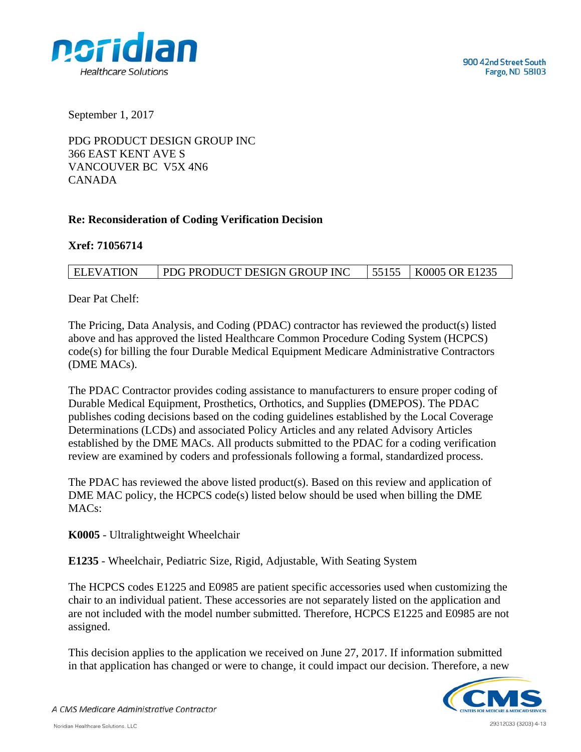noridian
Healthcare Solutions

900 42nd Street South
Fargo, ND 58103

September 1, 2017

PDG PRODUCT DESIGN GROUP INC
366 EAST KENT AVE S
VANCOUVER BC V5X 4N6
CANADA

**Re: Reconsideration of Coding Verification Decision**

**Xref: 71056714**

| ELEVATION | PDG PRODUCT DESIGN GROUP INC | 55155 | K0005 OR E1235 |
|---|---|---|---|

Dear Pat Chelf:

The Pricing, Data Analysis, and Coding (PDAC) contractor has reviewed the product(s) listed above and has approved the listed Healthcare Common Procedure Coding System (HCPCS) code(s) for billing the four Durable Medical Equipment Medicare Administrative Contractors (DME MACs).

The PDAC Contractor provides coding assistance to manufacturers to ensure proper coding of Durable Medical Equipment, Prosthetics, Orthotics, and Supplies (DMEPOS). The PDAC publishes coding decisions based on the coding guidelines established by the Local Coverage Determinations (LCDs) and associated Policy Articles and any related Advisory Articles established by the DME MACs. All products submitted to the PDAC for a coding verification review are examined by coders and professionals following a formal, standardized process.

The PDAC has reviewed the above listed product(s). Based on this review and application of DME MAC policy, the HCPCS code(s) listed below should be used when billing the DME MACs:

**K0005** - Ultralightweight Wheelchair

**E1235** - Wheelchair, Pediatric Size, Rigid, Adjustable, With Seating System

The HCPCS codes E1225 and E0985 are patient specific accessories used when customizing the chair to an individual patient. These accessories are not separately listed on the application and are not included with the model number submitted. Therefore, HCPCS E1225 and E0985 are not assigned.

This decision applies to the application we received on June 27, 2017. If information submitted in that application has changed or were to change, it could impact our decision. Therefore, a new

*A CMS Medicare Administrative Contractor*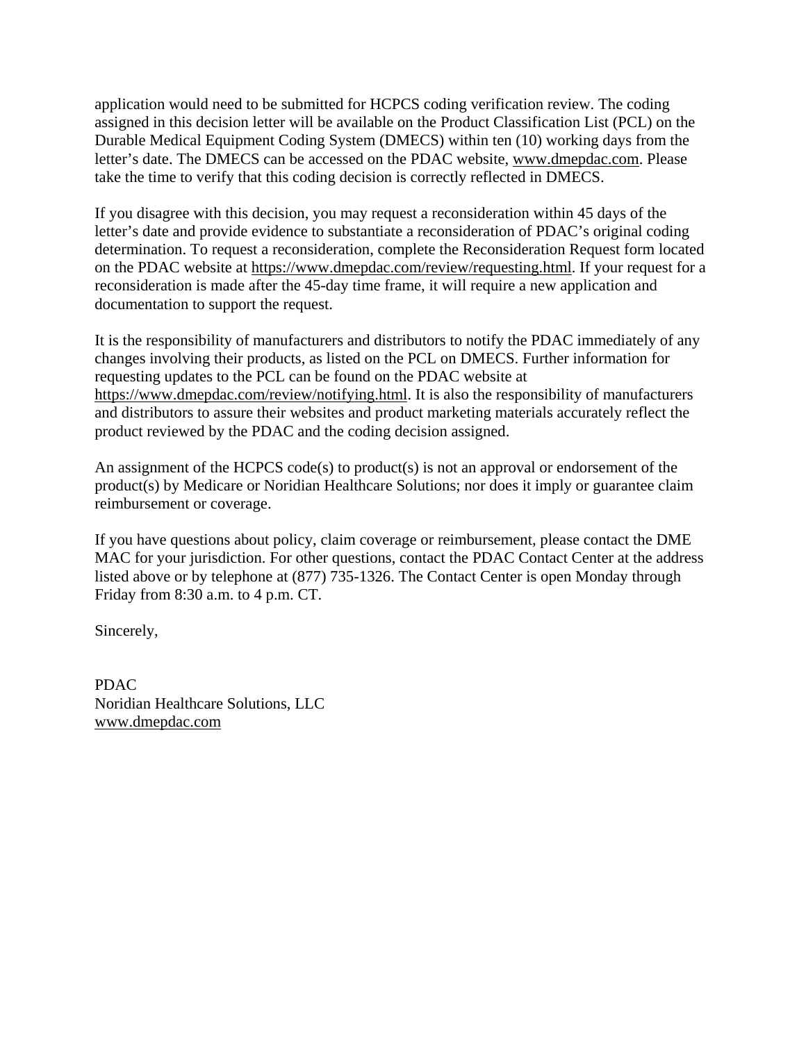application would need to be submitted for HCPCS coding verification review. The coding assigned in this decision letter will be available on the Product Classification List (PCL) on the Durable Medical Equipment Coding System (DMECS) within ten (10) working days from the letter's date. The DMECS can be accessed on the PDAC website, www.dmepdac.com. Please take the time to verify that this coding decision is correctly reflected in DMECS.

If you disagree with this decision, you may request a reconsideration within 45 days of the letter's date and provide evidence to substantiate a reconsideration of PDAC's original coding determination. To request a reconsideration, complete the Reconsideration Request form located on the PDAC website at https://www.dmepdac.com/review/requesting.html. If your request for a reconsideration is made after the 45-day time frame, it will require a new application and documentation to support the request.

It is the responsibility of manufacturers and distributors to notify the PDAC immediately of any changes involving their products, as listed on the PCL on DMECS. Further information for requesting updates to the PCL can be found on the PDAC website at https://www.dmepdac.com/review/notifying.html. It is also the responsibility of manufacturers and distributors to assure their websites and product marketing materials accurately reflect the product reviewed by the PDAC and the coding decision assigned.

An assignment of the HCPCS code(s) to product(s) is not an approval or endorsement of the product(s) by Medicare or Noridian Healthcare Solutions; nor does it imply or guarantee claim reimbursement or coverage.

If you have questions about policy, claim coverage or reimbursement, please contact the DME MAC for your jurisdiction. For other questions, contact the PDAC Contact Center at the address listed above or by telephone at (877) 735-1326. The Contact Center is open Monday through Friday from 8:30 a.m. to 4 p.m. CT.

Sincerely,

PDAC
Noridian Healthcare Solutions, LLC
www.dmepdac.com